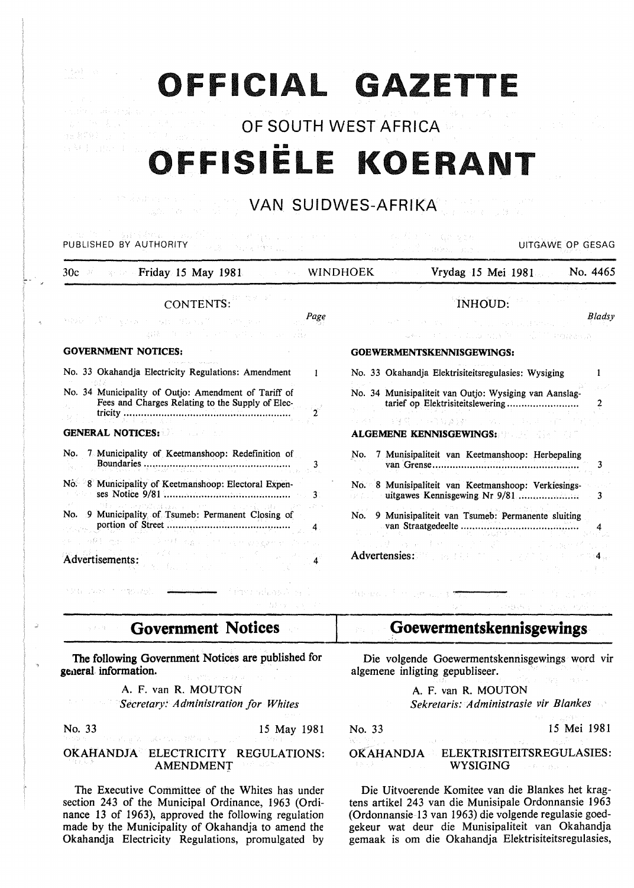# OFFICIAL GAZETTE

## OF SOUTH WEST AFRICA

# OFFISIËLE KOERANT

## VAN SUIDWES-AFRIKA

PUBLISHED BY AUTHORITY — UITGAWE OP GESAG

30c — Friday 15 May 1981 — WINDHOEK — Vrydag 15 Mei 1981 — No. 4465

### CONTENTS:

| | Page |
|---|---|
| **GOVERNMENT NOTICES:** | |
| No. 33 Okahandja Electricity Regulations: Amendment | 1 |
| No. 34 Municipality of Outjo: Amendment of Tariff of Fees and Charges Relating to the Supply of Electricity | 2 |
| **GENERAL NOTICES:** | |
| No. 7 Municipality of Keetmanshoop: Redefinition of Boundaries | 3 |
| No. 8 Municipality of Keetmanshoop: Electoral Expenses Notice 9/81 | 3 |
| No. 9 Municipality of Tsumeb: Permanent Closing of portion of Street | 4 |
| Advertisements: | 4 |

### INHOUD:

| | Bladsy |
|---|---|
| **GOEWERMENTSKENNISGEWINGS:** | |
| No. 33 Okahandja Elektrisiteitsregulasies: Wysiging | 1 |
| No. 34 Munisipaliteit van Outjo: Wysiging van Aanslagtarief op Elektrisiteitslewering | 2 |
| **ALGEMENE KENNISGEWINGS:** | |
| No. 7 Munisipaliteit van Keetmanshoop: Herbepaling van Grense | 3 |
| No. 8 Munisipaliteit van Keetmanshoop: Verkiesingsuitgawes Kennisgewing Nr 9/81 | 3 |
| No. 9 Munisipaliteit van Tsumeb: Permanente sluiting van Straatgedeelte | 4 |
| Advertensies: | 4 |

## Government Notices

**The following Government Notices are published for general information.**

A. F. van R. MOUTON
*Secretary: Administration for Whites*

No. 33 — 15 May 1981

### OKAHANDJA ELECTRICITY REGULATIONS: AMENDMENT

The Executive Committee of the Whites has under section 243 of the Municipal Ordinance, 1963 (Ordinance 13 of 1963), approved the following regulation made by the Municipality of Okahandja to amend the Okahandja Electricity Regulations, promulgated by

## Goewermentskennisgewings

Die volgende Goewermentskennisgewings word vir algemene inligting gepubliseer.

A. F. van R. MOUTON
*Sekretaris: Administrasie vir Blankes*

No. 33 — 15 Mei 1981

### OKAHANDJA ELEKTRISITEITSREGULASIES: WYSIGING

Die Uitvoerende Komitee van die Blankes het kragtens artikel 243 van die Munisipale Ordonnansie 1963 (Ordonnansie 13 van 1963) die volgende regulasie goedgekeur wat deur die Munisipaliteit van Okahandja gemaak is om die Okahandja Elektrisiteitsregulasies,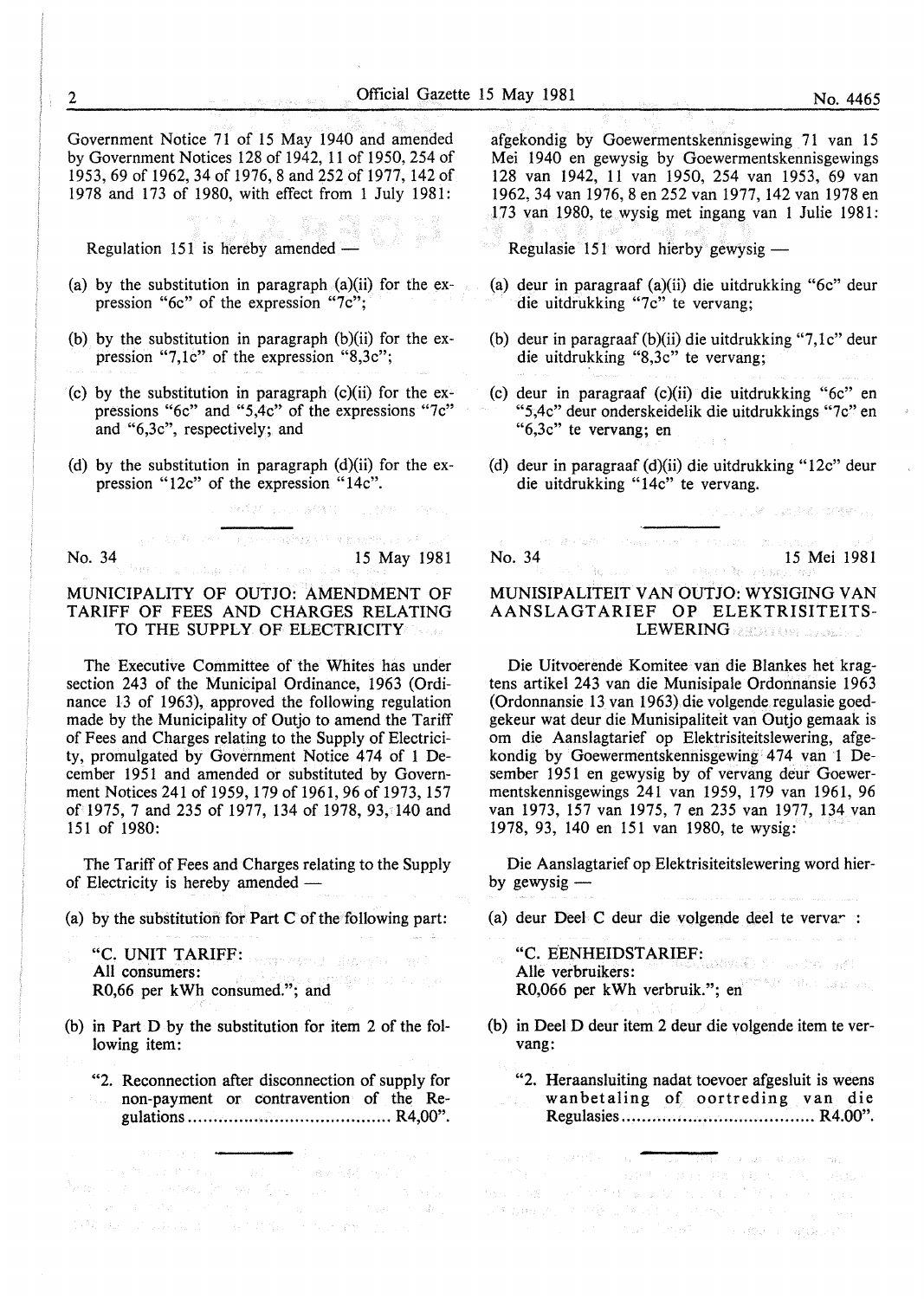Government Notice 71 of 15 May 1940 and amended by Government Notices 128 of 1942, 11 of 1950, 254 of 1953, 69 of 1962, 34 of 1976, 8 and 252 of 1977, 142 of 1978 and 173 of 1980, with effect from 1 July 1981:

Regulation 151 is hereby amended —

(a) by the substitution in paragraph (a)(ii) for the expression "6c" of the expression "7c";

(b) by the substitution in paragraph (b)(ii) for the expression "7,1c" of the expression "8,3c";

(c) by the substitution in paragraph (c)(ii) for the expressions "6c" and "5,4c" of the expressions "7c" and "6,3c", respectively; and

(d) by the substitution in paragraph (d)(ii) for the expression "12c" of the expression "14c".

---

No. 34 15 May 1981

## MUNICIPALITY OF OUTJO: AMENDMENT OF TARIFF OF FEES AND CHARGES RELATING TO THE SUPPLY OF ELECTRICITY

The Executive Committee of the Whites has under section 243 of the Municipal Ordinance, 1963 (Ordinance 13 of 1963), approved the following regulation made by the Municipality of Outjo to amend the Tariff of Fees and Charges relating to the Supply of Electricity, promulgated by Government Notice 474 of 1 December 1951 and amended or substituted by Government Notices 241 of 1959, 179 of 1961, 96 of 1973, 157 of 1975, 7 and 235 of 1977, 134 of 1978, 93, 140 and 151 of 1980:

The Tariff of Fees and Charges relating to the Supply of Electricity is hereby amended —

(a) by the substitution for Part C of the following part:

"C. UNIT TARIFF:
All consumers:
R0,66 per kWh consumed."; and

(b) in Part D by the substitution for item 2 of the following item:

"2. Reconnection after disconnection of supply for non-payment or contravention of the Regulations ........................................ R4,00".

---

afgekondig by Goewermentskennisgewing 71 van 15 Mei 1940 en gewysig by Goewermentskennisgewings 128 van 1942, 11 van 1950, 254 van 1953, 69 van 1962, 34 van 1976, 8 en 252 van 1977, 142 van 1978 en 173 van 1980, te wysig met ingang van 1 Julie 1981:

Regulasie 151 word hierby gewysig —

(a) deur in paragraaf (a)(ii) die uitdrukking "6c" deur die uitdrukking "7c" te vervang;

(b) deur in paragraaf (b)(ii) die uitdrukking "7,1c" deur die uitdrukking "8,3c" te vervang;

(c) deur in paragraaf (c)(ii) die uitdrukking "6c" en "5,4c" deur onderskeidelik die uitdrukkings "7c" en "6,3c" te vervang; en

(d) deur in paragraaf (d)(ii) die uitdrukking "12c" deur die uitdrukking "14c" te vervang.

---

No. 34 15 Mei 1981

## MUNISIPALITEIT VAN OUTJO: WYSIGING VAN AANSLAGTARIEF OP ELEKTRISITEITS-LEWERING

Die Uitvoerende Komitee van die Blankes het kragtens artikel 243 van die Munisipale Ordonnansie 1963 (Ordonnansie 13 van 1963) die volgende regulasie goedgekeur wat deur die Munisipaliteit van Outjo gemaak is om die Aanslagtarief op Elektrisiteitslewering, afgekondig by Goewermentskennisgewing 474 van 1 Desember 1951 en gewysig by of vervang deur Goewermentskennisgewings 241 van 1959, 179 van 1961, 96 van 1973, 157 van 1975, 7 en 235 van 1977, 134 van 1978, 93, 140 en 151 van 1980, te wysig:

Die Aanslagtarief op Elektrisiteitslewering word hierby gewysig —

(a) deur Deel C deur die volgende deel te vervang:

"C. EENHEIDSTARIEF:
Alle verbruikers:
R0,066 per kWh verbruik."; en

(b) in Deel D deur item 2 deur die volgende item te vervang:

"2. Heraansluiting nadat toevoer afgesluit is weens wanbetaling of oortreding van die Regulasies .................................... R4.00".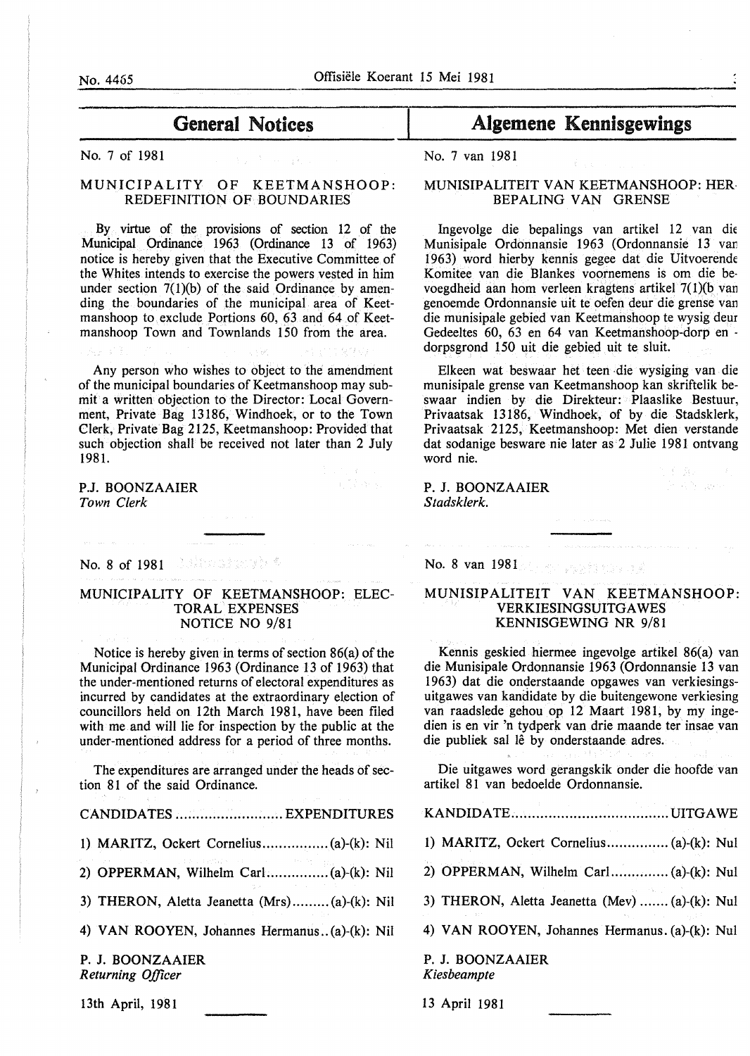# General Notices

No. 7 of 1981

## MUNICIPALITY OF KEETMANSHOOP: REDEFINITION OF BOUNDARIES

By virtue of the provisions of section 12 of the Municipal Ordinance 1963 (Ordinance 13 of 1963) notice is hereby given that the Executive Committee of the Whites intends to exercise the powers vested in him under section 7(1)(b) of the said Ordinance by amending the boundaries of the municipal area of Keetmanshoop to exclude Portions 60, 63 and 64 of Keetmanshoop Town and Townlands 150 from the area.

Any person who wishes to object to the amendment of the municipal boundaries of Keetmanshoop may submit a written objection to the Director: Local Government, Private Bag 13186, Windhoek, or to the Town Clerk, Private Bag 2125, Keetmanshoop: Provided that such objection shall be received not later than 2 July 1981.

P.J. BOONZAAIER
*Town Clerk*

---

No. 8 of 1981

## MUNICIPALITY OF KEETMANSHOOP: ELECTORAL EXPENSES NOTICE NO 9/81

Notice is hereby given in terms of section 86(a) of the Municipal Ordinance 1963 (Ordinance 13 of 1963) that the under-mentioned returns of electoral expenditures as incurred by candidates at the extraordinary election of councillors held on 12th March 1981, have been filed with me and will lie for inspection by the public at the under-mentioned address for a period of three months.

The expenditures are arranged under the heads of section 81 of the said Ordinance.

CANDIDATES .......................... EXPENDITURES

1) MARITZ, Ockert Cornelius ................ (a)-(k): Nil

2) OPPERMAN, Wilhelm Carl ............... (a)-(k): Nil

3) THERON, Aletta Jeanetta (Mrs) ......... (a)-(k): Nil

4) VAN ROOYEN, Johannes Hermanus .. (a)-(k): Nil

P. J. BOONZAAIER
*Returning Officer*

13th April, 1981

---

# Algemene Kennisgewings

No. 7 van 1981

## MUNISIPALITEIT VAN KEETMANSHOOP: HERBEPALING VAN GRENSE

Ingevolge die bepalings van artikel 12 van die Munisipale Ordonnansie 1963 (Ordonnansie 13 van 1963) word hierby kennis gegee dat die Uitvoerende Komitee van die Blankes voornemens is om die bevoegdheid aan hom verleen kragtens artikel 7(1)(b van genoemde Ordonnansie uit te oefen deur die grense van die munisipale gebied van Keetmanshoop te wysig deur Gedeeltes 60, 63 en 64 van Keetmanshoop-dorp en -dorpsgrond 150 uit die gebied uit te sluit.

Elkeen wat beswaar het teen die wysiging van die munisipale grense van Keetmanshoop kan skriftelik beswaar indien by die Direkteur: Plaaslike Bestuur, Privaatsak 13186, Windhoek, of by die Stadsklerk, Privaatsak 2125, Keetmanshoop: Met dien verstande dat sodanige besware nie later as 2 Julie 1981 ontvang word nie.

P. J. BOONZAAIER
*Stadsklerk.*

---

No. 8 van 1981

## MUNISIPALITEIT VAN KEETMANSHOOP: VERKIESINGSUITGAWES KENNISGEWING NR 9/81

Kennis geskied hiermee ingevolge artikel 86(a) van die Munisipale Ordonnansie 1963 (Ordonnansie 13 van 1963) dat die onderstaande opgawes van verkiesingsuitgawes van kandidate by die buitengewone verkiesing van raadslede gehou op 12 Maart 1981, by my ingedien is en vir 'n tydperk van drie maande ter insae van die publiek sal lê by onderstaande adres.

Die uitgawes word gerangskik onder die hoofde van artikel 81 van bedoelde Ordonnansie.

KANDIDATE ..................................... UITGAWE

1) MARITZ, Ockert Cornelius ............... (a)-(k): Nul

2) OPPERMAN, Wilhelm Carl .............. (a)-(k): Nul

3) THERON, Aletta Jeanetta (Mev) ....... (a)-(k): Nul

4) VAN ROOYEN, Johannes Hermanus. (a)-(k): Nul

P. J. BOONZAAIER
*Kiesbeampte*

13 April 1981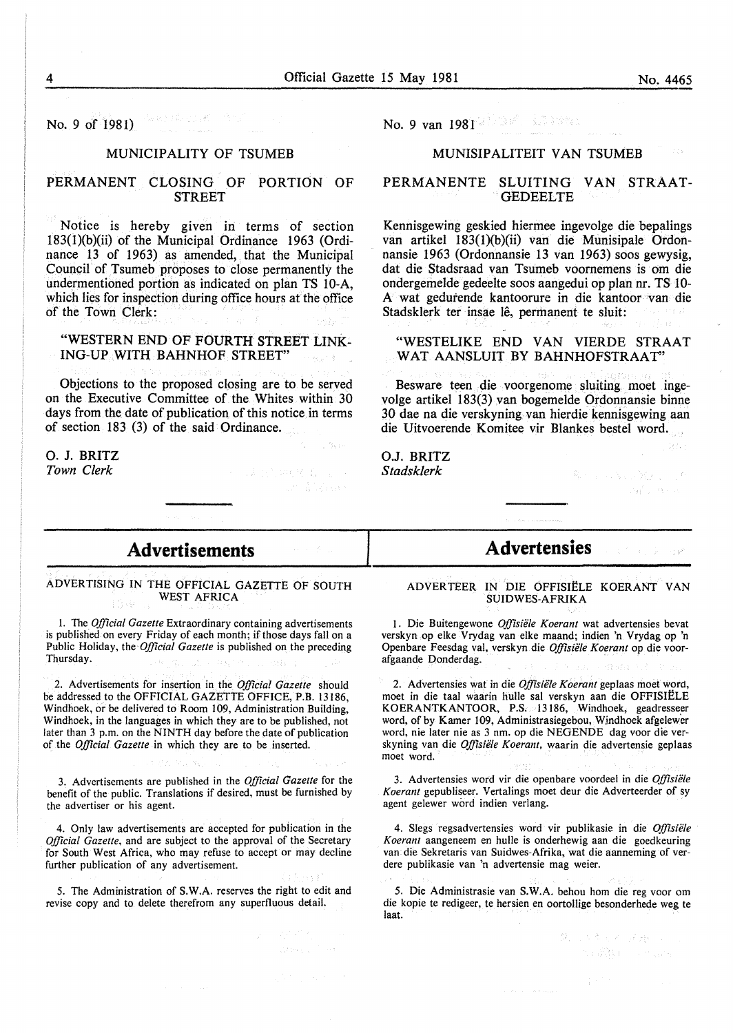No. 9 of 1981)

MUNICIPALITY OF TSUMEB

PERMANENT CLOSING OF PORTION OF STREET

Notice is hereby given in terms of section 183(1)(b)(ii) of the Municipal Ordinance 1963 (Ordinance 13 of 1963) as amended, that the Municipal Council of Tsumeb proposes to close permanently the undermentioned portion as indicated on plan TS 10-A, which lies for inspection during office hours at the office of the Town Clerk:

"WESTERN END OF FOURTH STREET LINKING-UP WITH BAHNHOF STREET"

Objections to the proposed closing are to be served on the Executive Committee of the Whites within 30 days from the date of publication of this notice in terms of section 183 (3) of the said Ordinance.

O. J. BRITZ
*Town Clerk*

No. 9 van 1981

MUNISIPALITEIT VAN TSUMEB

PERMANENTE SLUITING VAN STRAATGEDEELTE

Kennisgewing geskied hiermee ingevolge die bepalings van artikel 183(1)(b)(ii) van die Munisipale Ordonnansie 1963 (Ordonnansie 13 van 1963) soos gewysig, dat die Stadsraad van Tsumeb voornemens is om die ondergemelde gedeelte soos aangedui op plan nr. TS 10-A wat gedurende kantoorure in die kantoor van die Stadsklerk ter insae lê, permanent te sluit:

"WESTELIKE END VAN VIERDE STRAAT WAT AANSLUIT BY BAHNHOFSTRAAT"

Besware teen die voorgenome sluiting moet ingevolge artikel 183(3) van bogemelde Ordonnansie binne 30 dae na die verskyning van hierdie kennisgewing aan die Uitvoerende Komitee vir Blankes bestel word.

O.J. BRITZ
*Stadsklerk*

# Advertisements

ADVERTISING IN THE OFFICIAL GAZETTE OF SOUTH WEST AFRICA

1. The *Official Gazette* Extraordinary containing advertisements is published on every Friday of each month; if those days fall on a Public Holiday, the *Official Gazette* is published on the preceding Thursday.

2. Advertisements for insertion in the *Official Gazette* should be addressed to the OFFICIAL GAZETTE OFFICE, P.B. 13186, Windhoek, or be delivered to Room 109, Administration Building, Windhoek, in the languages in which they are to be published, not later than 3 p.m. on the NINTH day before the date of publication of the *Official Gazette* in which they are to be inserted.

3. Advertisements are published in the *Official Gazette* for the benefit of the public. Translations if desired, must be furnished by the advertiser or his agent.

4. Only law advertisements are accepted for publication in the *Official Gazette*, and are subject to the approval of the Secretary for South West Africa, who may refuse to accept or may decline further publication of any advertisement.

5. The Administration of S.W.A. reserves the right to edit and revise copy and to delete therefrom any superfluous detail.

# Advertensies

ADVERTEER IN DIE OFFISIËLE KOERANT VAN SUIDWES-AFRIKA

1. Die Buitengewone *Offisiële Koerant* wat advertensies bevat verskyn op elke Vrydag van elke maand; indien 'n Vrydag op 'n Openbare Feesdag val, verskyn die *Offisiële Koerant* op die voorafgaande Donderdag.

2. Advertensies wat in die *Offisiële Koerant* geplaas moet word, moet in die taal waarin hulle sal verskyn aan die OFFISIËLE KOERANTKANTOOR, P.S. 13186, Windhoek, geadresseer word, of by Kamer 109, Administrasiegebou, Windhoek afgelewer word, nie later nie as 3 nm. op die NEGENDE dag voor die verskyning van die *Offisiële Koerant*, waarin die advertensie geplaas moet word.

3. Advertensies word vir die openbare voordeel in die *Offisiële Koerant* gepubliseer. Vertalings moet deur die Adverteerder of sy agent gelewer word indien verlang.

4. Slegs regsadvertensies word vir publikasie in die *Offisiële Koerant* aangeneem en hulle is onderhewig aan die goedkeuring van die Sekretaris van Suidwes-Afrika, wat die aanneming of verdere publikasie van 'n advertensie mag weier.

5. Die Administrasie van S.W.A. behou hom die reg voor om die kopie te redigeer, te hersien en oortollige besonderhede weg te laat.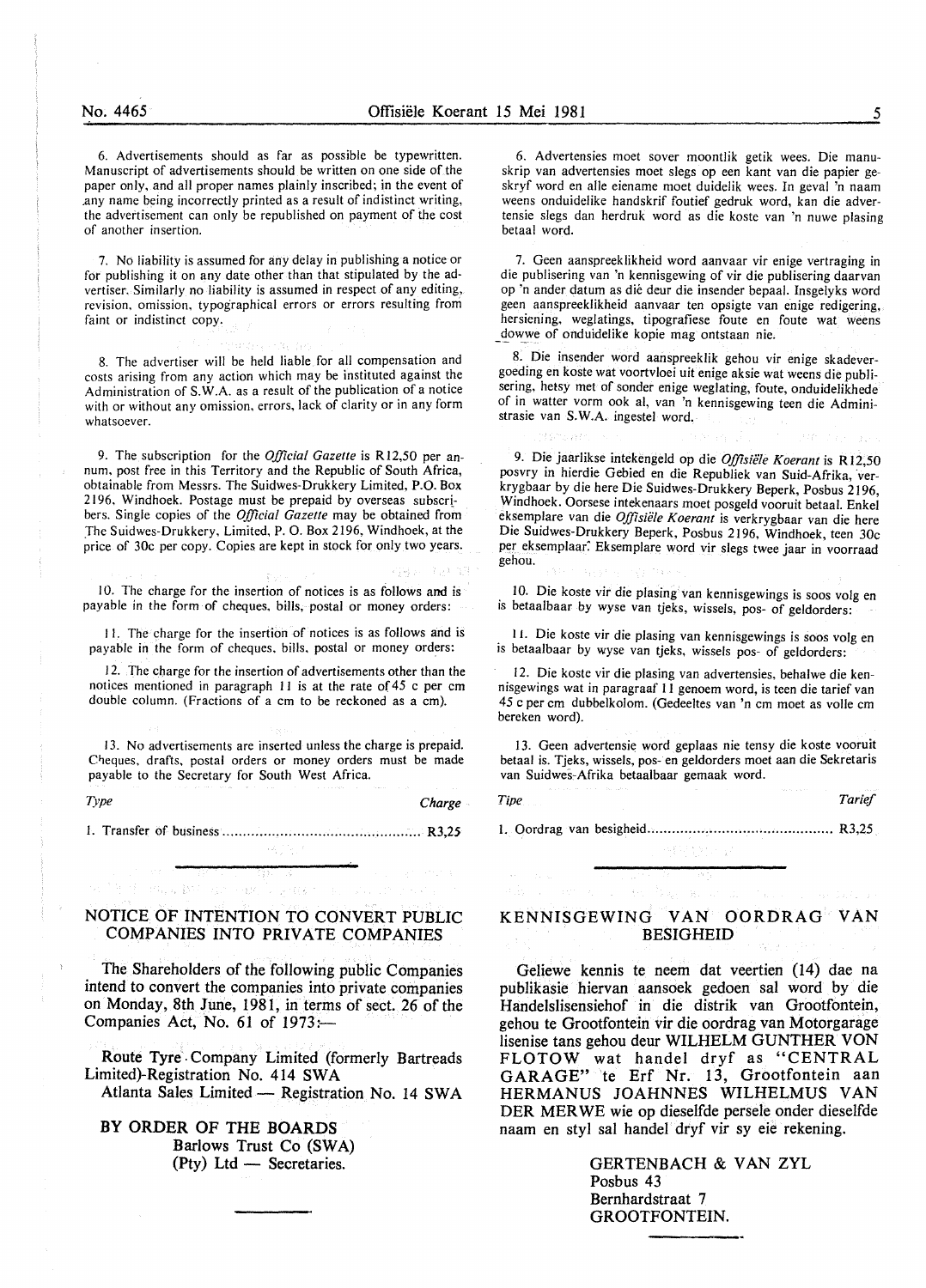6. Advertisements should as far as possible be typewritten. Manuscript of advertisements should be written on one side of the paper only, and all proper names plainly inscribed; in the event of any name being incorrectly printed as a result of indistinct writing, the advertisement can only be republished on payment of the cost of another insertion.

7. No liability is assumed for any delay in publishing a notice or for publishing it on any date other than that stipulated by the advertiser. Similarly no liability is assumed in respect of any editing, revision, omission, typographical errors or errors resulting from faint or indistinct copy.

8. The advertiser will be held liable for all compensation and costs arising from any action which may be instituted against the Administration of S.W.A. as a result of the publication of a notice with or without any omission, errors, lack of clarity or in any form whatsoever.

9. The subscription for the *Official Gazette* is R12,50 per annum, post free in this Territory and the Republic of South Africa, obtainable from Messrs. The Suidwes-Drukkery Limited, P.O. Box 2196, Windhoek. Postage must be prepaid by overseas subscribers. Single copies of the *Official Gazette* may be obtained from The Suidwes-Drukkery, Limited, P. O. Box 2196, Windhoek, at the price of 30c per copy. Copies are kept in stock for only two years.

10. The charge for the insertion of notices is as follows and is payable in the form of cheques, bills, postal or money orders:

11. The charge for the insertion of notices is as follows and is payable in the form of cheques, bills, postal or money orders:

12. The charge for the insertion of advertisements other than the notices mentioned in paragraph 11 is at the rate of 45 c per cm double column. (Fractions of a cm to be reckoned as a cm).

13. No advertisements are inserted unless the charge is prepaid. Cheques, drafts, postal orders or money orders must be made payable to the Secretary for South West Africa.

| *Type* | *Charge* |
|---|---|
| 1. Transfer of business | R3,25 |

6. Advertensies moet sover moontlik getik wees. Die manuskrip van advertensies moet slegs op een kant van die papier geskryf word en alle eiename moet duidelik wees. In geval 'n naam weens onduidelike handskrif foutief gedruk word, kan die advertensie slegs dan herdruk word as die koste van 'n nuwe plasing betaal word.

7. Geen aanspreeklikheid word aanvaar vir enige vertraging in die publisering van 'n kennisgewing of vir die publisering daarvan op 'n ander datum as dié deur die insender bepaal. Insgelyks word geen aanspreeklikheid aanvaar ten opsigte van enige redigering, hersiening, weglatings, tipografiese foute en foute wat weens dowwe of onduidelike kopie mag ontstaan nie.

8. Die insender word aanspreeklik gehou vir enige skadevergoeding en koste wat voortvloei uit enige aksie wat weens die publisering, hetsy met of sonder enige weglating, foute, onduidelikhede of in watter vorm ook al, van 'n kennisgewing teen die Administrasie van S.W.A. ingestel word.

9. Die jaarlikse intekengeld op die *Offisiële Koerant* is R12,50 posvry in hierdie Gebied en die Republiek van Suid-Afrika, verkrygbaar by die here Die Suidwes-Drukkery Beperk, Posbus 2196, Windhoek. Oorsese intekenaars moet posgeld vooruit betaal. Enkel eksemplare van die *Offisiële Koerant* is verkrygbaar van die here Die Suidwes-Drukkery Beperk, Posbus 2196, Windhoek, teen 30c per eksemplaar. Eksemplare word vir slegs twee jaar in voorraad gehou.

10. Die koste vir die plasing van kennisgewings is soos volg en is betaalbaar by wyse van tjeks, wissels, pos- of geldorders:

11. Die koste vir die plasing van kennisgewings is soos volg en is betaalbaar by wyse van tjeks, wissels pos- of geldorders:

12. Die koste vir die plasing van advertensies, behalwe die kennisgewings wat in paragraaf 11 genoem word, is teen die tarief van 45 c per cm dubbelkolom. (Gedeeltes van 'n cm moet as volle cm bereken word).

13. Geen advertensie word geplaas nie tensy die koste vooruit betaal is. Tjeks, wissels, pos- en geldorders moet aan die Sekretaris van Suidwes-Afrika betaalbaar gemaak word.

| *Tipe* | *Tarief* |
|---|---|
| 1. Oordrag van besigheid | R3,25 |

## NOTICE OF INTENTION TO CONVERT PUBLIC COMPANIES INTO PRIVATE COMPANIES

The Shareholders of the following public Companies intend to convert the companies into private companies on Monday, 8th June, 1981, in terms of sect. 26 of the Companies Act, No. 61 of 1973:—

Route Tyre Company Limited (formerly Bartreads Limited)-Registration No. 414 SWA
Atlanta Sales Limited — Registration No. 14 SWA

**BY ORDER OF THE BOARDS**
Barlows Trust Co (SWA) (Pty) Ltd — Secretaries.

## KENNISGEWING VAN OORDRAG VAN BESIGHEID

Geliewe kennis te neem dat veertien (14) dae na publikasie hiervan aansoek gedoen sal word by die Handelslisensiehof in die distrik van Grootfontein, gehou te Grootfontein vir die oordrag van Motorgarage lisensie tans gehou deur WILHELM GUNTHER VON FLOTOW wat handel dryf as "CENTRAL GARAGE" te Erf Nr. 13, Grootfontein aan HERMANUS JOAHNNES WILHELMUS VAN DER MERWE wie op dieselfde persele onder dieselfde naam en styl sal handel dryf vir sy eie rekening.

GERTENBACH & VAN ZYL
Posbus 43
Bernhardstraat 7
GROOTFONTEIN.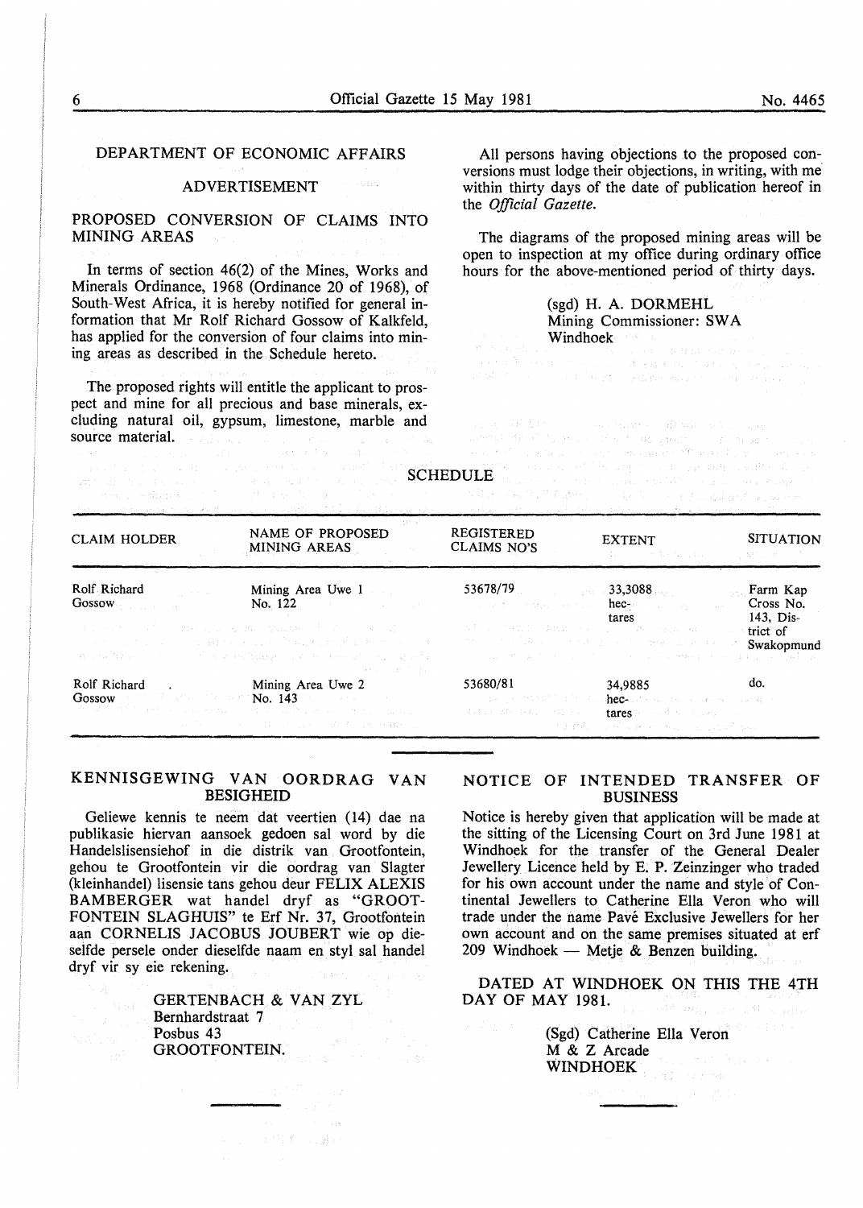## DEPARTMENT OF ECONOMIC AFFAIRS

### ADVERTISEMENT

### PROPOSED CONVERSION OF CLAIMS INTO MINING AREAS

In terms of section 46(2) of the Mines, Works and Minerals Ordinance, 1968 (Ordinance 20 of 1968), of South-West Africa, it is hereby notified for general information that Mr Rolf Richard Gossow of Kalkfeld, has applied for the conversion of four claims into mining areas as described in the Schedule hereto.

The proposed rights will entitle the applicant to prospect and mine for all precious and base minerals, excluding natural oil, gypsum, limestone, marble and source material.

All persons having objections to the proposed conversions must lodge their objections, in writing, with me within thirty days of the date of publication hereof in the *Official Gazette*.

The diagrams of the proposed mining areas will be open to inspection at my office during ordinary office hours for the above-mentioned period of thirty days.

(sgd) H. A. DORMEHL
Mining Commissioner: SWA
Windhoek

### SCHEDULE

| CLAIM HOLDER | NAME OF PROPOSED MINING AREAS | REGISTERED CLAIMS NO'S | EXTENT | SITUATION |
|---|---|---|---|---|
| Rolf Richard Gossow | Mining Area Uwe 1 No. 122 | 53678/79 | 33,3088 hectares | Farm Kap Cross No. 143, District of Swakopmund |
| Rolf Richard Gossow | Mining Area Uwe 2 No. 143 | 53680/81 | 34,9885 hectares | do. |

---

### KENNISGEWING VAN OORDRAG VAN BESIGHEID

Geliewe kennis te neem dat veertien (14) dae na publikasie hiervan aansoek gedoen sal word by die Handelslisensiehof in die distrik van Grootfontein, gehou te Grootfontein vir die oordrag van Slagter (kleinhandel) lisensie tans gehou deur FELIX ALEXIS BAMBERGER wat handel dryf as "GROOTFONTEIN SLAGHUIS" te Erf Nr. 37, Grootfontein aan CORNELIS JACOBUS JOUBERT wie op dieselfde persele onder dieselfde naam en styl sal handel dryf vir sy eie rekening.

GERTENBACH & VAN ZYL
Bernhardstraat 7
Posbus 43
GROOTFONTEIN.

---

### NOTICE OF INTENDED TRANSFER OF BUSINESS

Notice is hereby given that application will be made at the sitting of the Licensing Court on 3rd June 1981 at Windhoek for the transfer of the General Dealer Jewellery Licence held by E. P. Zeinzinger who traded for his own account under the name and style of Continental Jewellers to Catherine Ella Veron who will trade under the name Pavé Exclusive Jewellers for her own account and on the same premises situated at erf 209 Windhoek — Metje & Benzen building.

DATED AT WINDHOEK ON THIS THE 4TH DAY OF MAY 1981.

(Sgd) Catherine Ella Veron
M & Z Arcade
WINDHOEK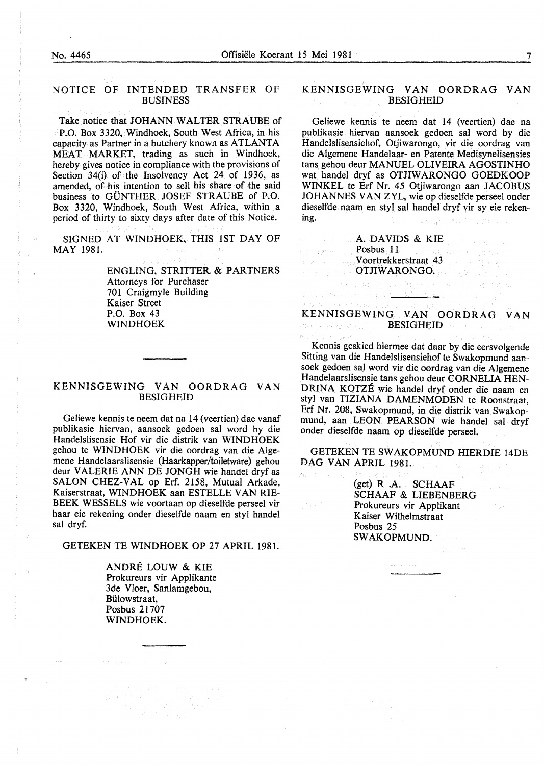## NOTICE OF INTENDED TRANSFER OF BUSINESS

Take notice that JOHANN WALTER STRAUBE of P.O. Box 3320, Windhoek, South West Africa, in his capacity as Partner in a butchery known as ATLANTA MEAT MARKET, trading as such in Windhoek, hereby gives notice in compliance with the provisions of Section 34(i) of the Insolvency Act 24 of 1936, as amended, of his intention to sell his share of the said business to GÜNTHER JOSEF STRAUBE of P.O. Box 3320, Windhoek, South West Africa, within a period of thirty to sixty days after date of this Notice.

SIGNED AT WINDHOEK, THIS 1ST DAY OF MAY 1981.

ENGLING, STRITTER & PARTNERS
Attorneys for Purchaser
701 Craigmyle Building
Kaiser Street
P.O. Box 43
WINDHOEK

---

## KENNISGEWING VAN OORDRAG VAN BESIGHEID

Geliewe kennis te neem dat na 14 (veertien) dae vanaf publikasie hiervan, aansoek gedoen sal word by die Handelslisensie Hof vir die distrik van WINDHOEK gehou te WINDHOEK vir die oordrag van die Algemene Handelaarslisensie (Haarkapper/toiletware) gehou deur VALERIE ANN DE JONGH wie handel dryf as SALON CHEZ-VAL op Erf. 2158, Mutual Arkade, Kaiserstraat, WINDHOEK aan ESTELLE VAN RIEBEEK WESSELS wie voortaan op dieselfde perseel vir haar eie rekening onder dieselfde naam en styl handel sal dryf.

GETEKEN TE WINDHOEK OP 27 APRIL 1981.

ANDRÉ LOUW & KIE
Prokureurs vir Applikante
3de Vloer, Sanlamgebou,
Bülowstraat,
Posbus 21707
WINDHOEK.

---

## KENNISGEWING VAN OORDRAG VAN BESIGHEID

Geliewe kennis te neem dat 14 (veertien) dae na publikasie hiervan aansoek gedoen sal word by die Handelslisensiehof, Otjiwarongo, vir die oordrag van die Algemene Handelaar- en Patente Medisynelisensies tans gehou deur MANUEL OLIVEIRA AGOSTINHO wat handel dryf as OTJIWARONGO GOEDKOOP WINKEL te Erf Nr. 45 Otjiwarongo aan JACOBUS JOHANNES VAN ZYL, wie op dieselfde perseel onder dieselfde naam en styl sal handel dryf vir sy eie rekening.

A. DAVIDS & KIE
Posbus 11
Voortrekkerstraat 43
OTJIWARONGO.

---

## KENNISGEWING VAN OORDRAG VAN BESIGHEID

Kennis geskied hiermee dat daar by die eersvolgende Sitting van die Handelslisensiehof te Swakopmund aansoek gedoen sal word vir die oordrag van die Algemene Handelaarslisensie tans gehou deur CORNELIA HENDRINA KOTZÉ wie handel dryf onder die naam en styl van TIZIANA DAMENMODEN te Roonstraat, Erf Nr. 208, Swakopmund, in die distrik van Swakopmund, aan LEON PEARSON wie handel sal dryf onder dieselfde naam op dieselfde perseel.

GETEKEN TE SWAKOPMUND HIERDIE 14DE DAG VAN APRIL 1981.

(get) R .A. SCHAAF
SCHAAF & LIEBENBERG
Prokureurs vir Applikant
Kaiser Wilhelmstraat
Posbus 25
SWAKOPMUND.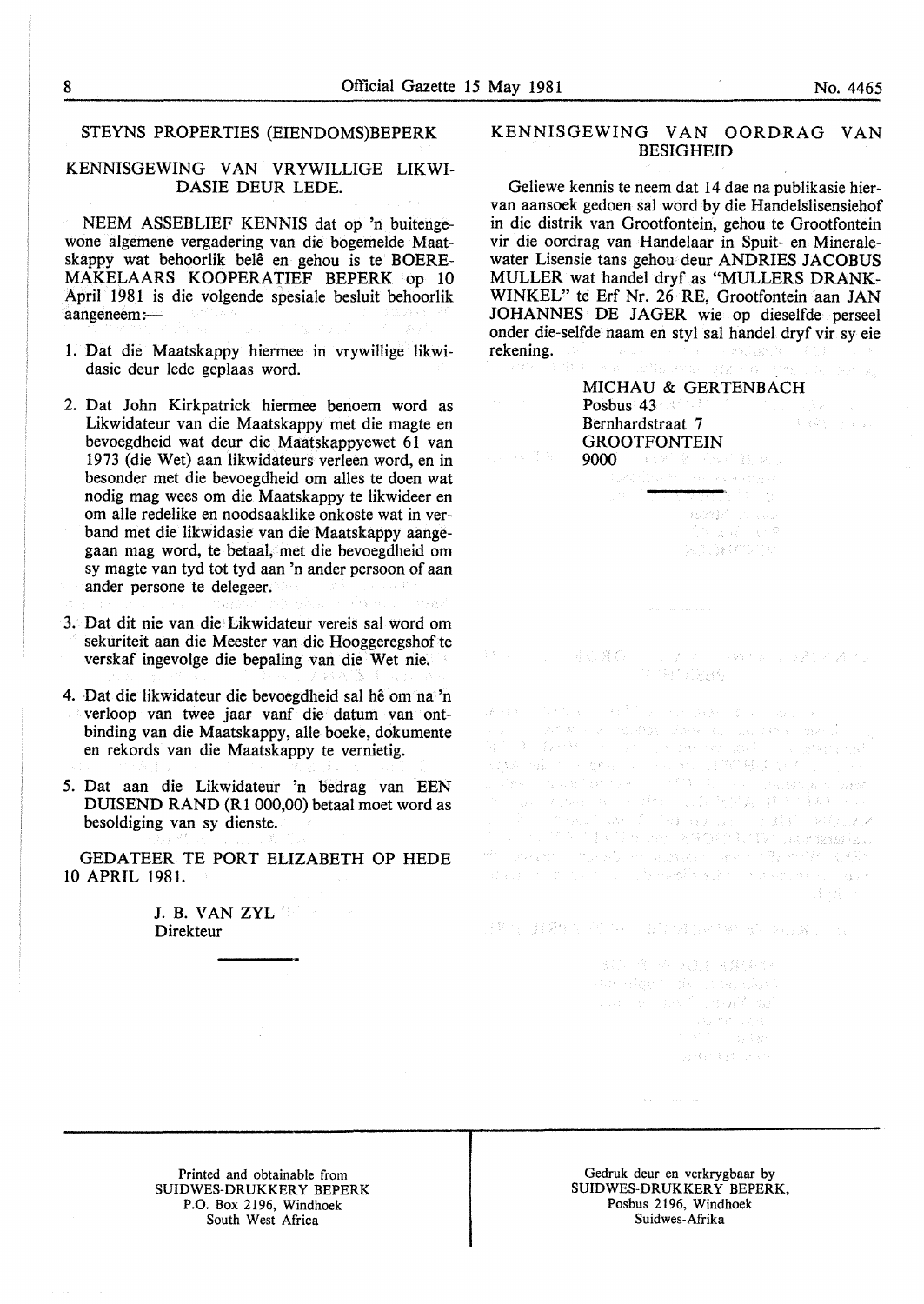STEYNS PROPERTIES (EIENDOMS)BEPERK

KENNISGEWING VAN VRYWILLIGE LIKWIDASIE DEUR LEDE.

NEEM ASSEBLIEF KENNIS dat op 'n buitengewone algemene vergadering van die bogemelde Maatskappy wat behoorlik belê en gehou is te BOEREMAKELAARS KOOPERATIEF BEPERK op 10 April 1981 is die volgende spesiale besluit behoorlik aangeneem:—

1. Dat die Maatskappy hiermee in vrywillige likwidasie deur lede geplaas word.

2. Dat John Kirkpatrick hiermee benoem word as Likwidateur van die Maatskappy met die magte en bevoegdheid wat deur die Maatskappyewet 61 van 1973 (die Wet) aan likwidateurs verleen word, en in besonder met die bevoegdheid om alles te doen wat nodig mag wees om die Maatskappy te likwideer en om alle redelike en noodsaaklike onkoste wat in verband met die likwidasie van die Maatskappy aangegaan mag word, te betaal, met die bevoegdheid om sy magte van tyd tot tyd aan 'n ander persoon of aan ander persone te delegeer.

3. Dat dit nie van die Likwidateur vereis sal word om sekuriteit aan die Meester van die Hooggeregshof te verskaf ingevolge die bepaling van die Wet nie.

4. Dat die likwidateur die bevoegdheid sal hê om na 'n verloop van twee jaar vanf die datum van ontbinding van die Maatskappy, alle boeke, dokumente en rekords van die Maatskappy te vernietig.

5. Dat aan die Likwidateur 'n bedrag van EEN DUISEND RAND (R1 000,00) betaal moet word as besoldiging van sy dienste.

GEDATEER TE PORT ELIZABETH OP HEDE 10 APRIL 1981.

J. B. VAN ZYL
Direkteur

---

KENNISGEWING VAN OORDRAG VAN BESIGHEID

Geliewe kennis te neem dat 14 dae na publikasie hiervan aansoek gedoen sal word by die Handelslisensiehof in die distrik van Grootfontein, gehou te Grootfontein vir die oordrag van Handelaar in Spuit- en Mineralewater Lisensie tans gehou deur ANDRIES JACOBUS MULLER wat handel dryf as "MULLERS DRANKWINKEL" te Erf Nr. 26 RE, Grootfontein aan JAN JOHANNES DE JAGER wie op dieselfde perseel onder die-selfde naam en styl sal handel dryf vir sy eie rekening.

MICHAU & GERTENBACH
Posbus 43
Bernhardstraat 7
GROOTFONTEIN
9000

---

Printed and obtainable from
SUIDWES-DRUKKERY BEPERK
P.O. Box 2196, Windhoek
South West Africa

Gedruk deur en verkrygbaar by
SUIDWES-DRUKKERY BEPERK,
Posbus 2196, Windhoek
Suidwes-Afrika